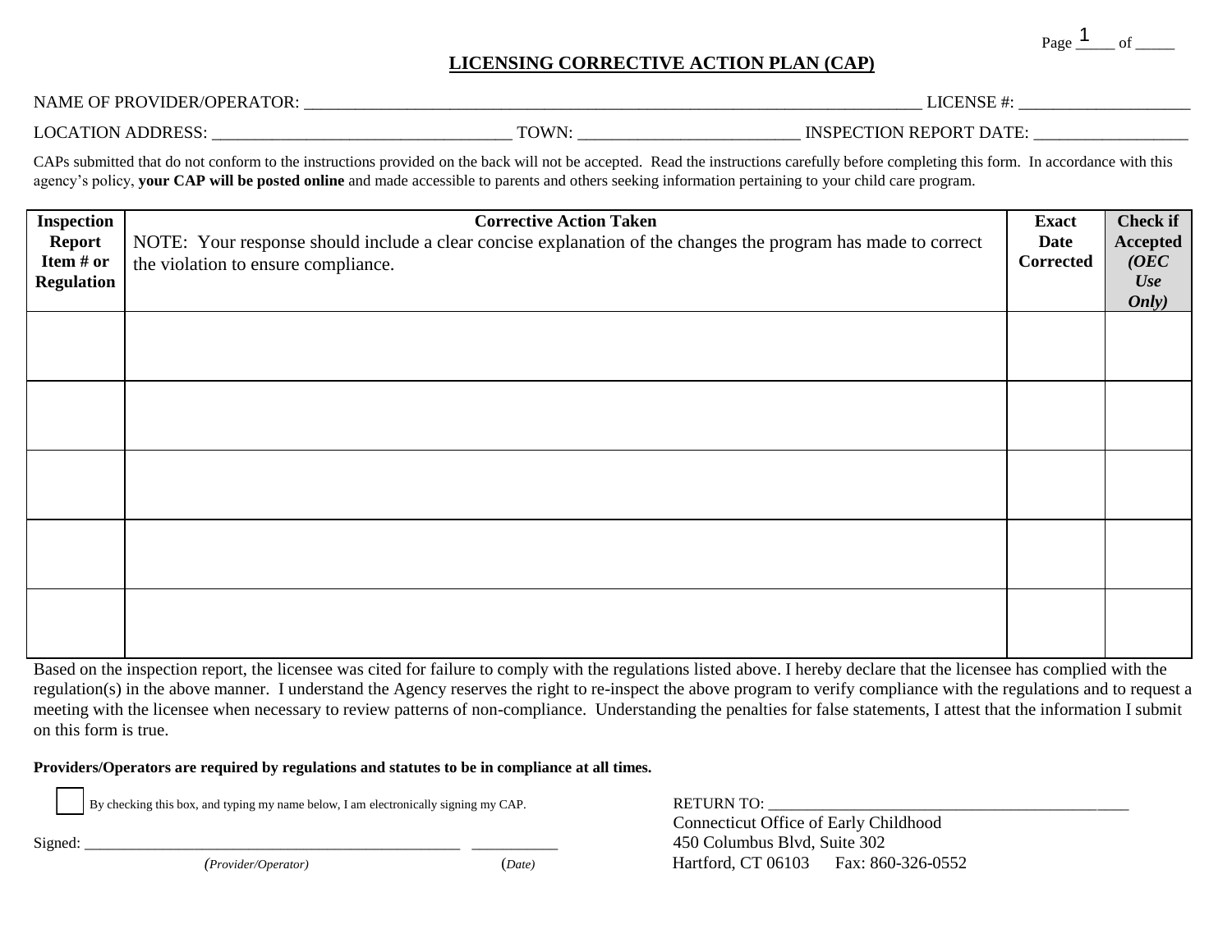# LICENSING CORRECTIVE ACTION PLAN (CAP)

NAME OF PROVIDER/OPERATOR: ______________________________________________ LICENSE #: ____________________

LOCATION ADDRESS: ________________________ TOWN: ____________________ INSPECTION REPORT DATE: __________________

CAPs submitted that do not conform to the instructions provided on the back will not be accepted. Read the instructions carefully before completing this form. In accordance with this agency's policy, **your CAP will be posted online** and made accessible to parents and others seeking information pertaining to your child care program.

| **Inspection Report Item # or Regulation** | **Corrective Action Taken** NOTE: Your response should include a clear concise explanation of the changes the program has made to correct the violation to ensure compliance. | **Exact Date Corrected** | **Check if Accepted** ***(OEC Use Only)*** |
|---|---|---|---|
| | | | |
| | | | |
| | | | |
| | | | |
| | | | |

Based on the inspection report, the licensee was cited for failure to comply with the regulations listed above. I hereby declare that the licensee has complied with the regulation(s) in the above manner. I understand the Agency reserves the right to re-inspect the above program to verify compliance with the regulations and to request a meeting with the licensee when necessary to review patterns of non-compliance. Understanding the penalties for false statements, I attest that the information I submit on this form is true.

**Providers/Operators are required by regulations and statutes to be in compliance at all times.**

☐ By checking this box, and typing my name below, I am electronically signing my CAP.

Signed: ________________________________________ __________
*(Provider/Operator)* *(Date)*

RETURN TO: ________________________________________
Connecticut Office of Early Childhood
450 Columbus Blvd, Suite 302
Hartford, CT 06103 Fax: 860-326-0552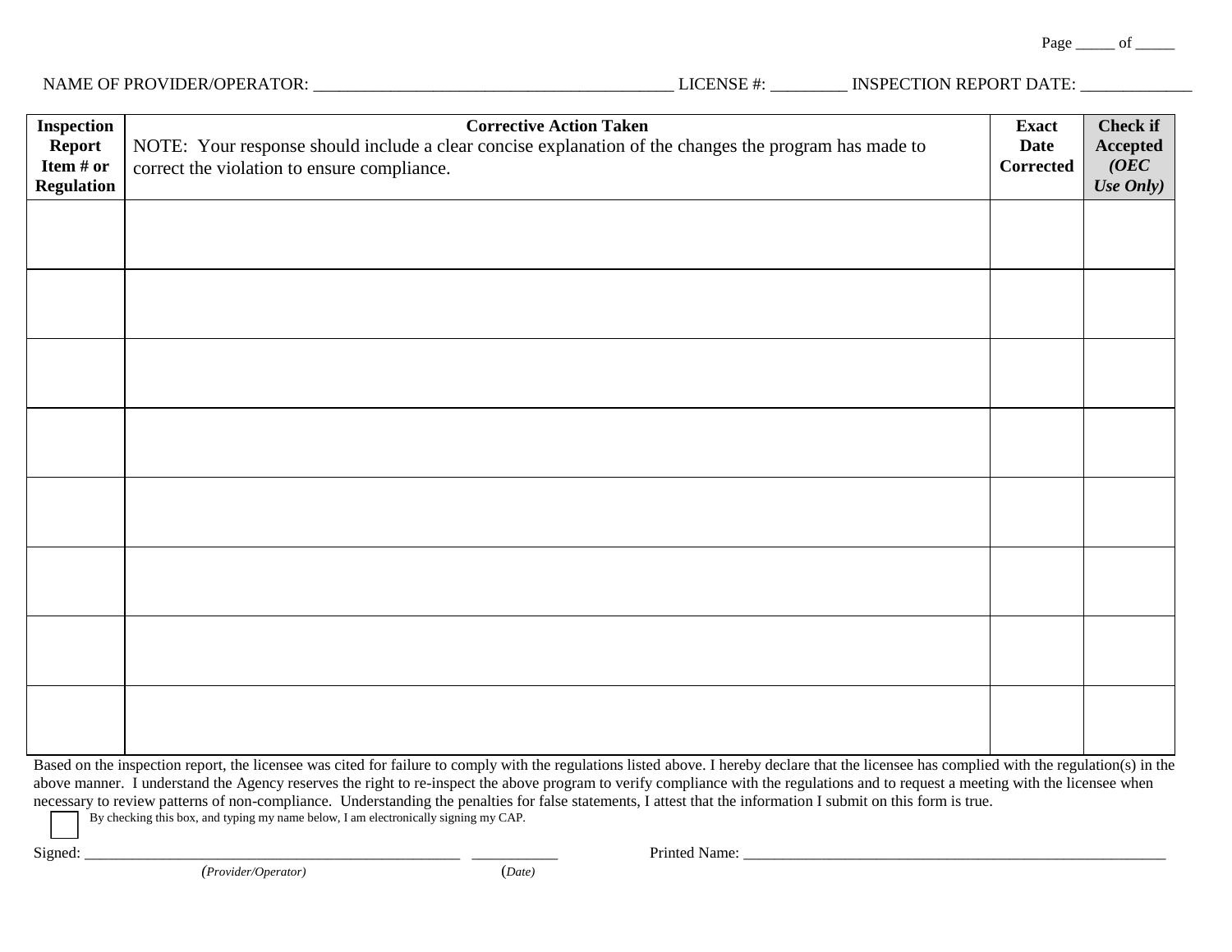NAME OF PROVIDER/OPERATOR: ___________________________________________ LICENSE #: _________ INSPECTION REPORT DATE: _____________

| **Inspection Report Item # or Regulation** | **Corrective Action Taken** NOTE: Your response should include a clear concise explanation of the changes the program has made to correct the violation to ensure compliance. | **Exact Date Corrected** | **Check if Accepted *(OEC Use Only)*** |
|---|---|---|---|
| | | | |
| | | | |
| | | | |
| | | | |
| | | | |
| | | | |
| | | | |
| | | | |

Based on the inspection report, the licensee was cited for failure to comply with the regulations listed above. I hereby declare that the licensee has complied with the regulation(s) in the above manner. I understand the Agency reserves the right to re-inspect the above program to verify compliance with the regulations and to request a meeting with the licensee when necessary to review patterns of non-compliance. Understanding the penalties for false statements, I attest that the information I submit on this form is true.

☐ By checking this box, and typing my name below, I am electronically signing my CAP.

Signed: _______________________________________________ ___________ Printed Name: ______________________________________________________

*(Provider/Operator)* *(Date)*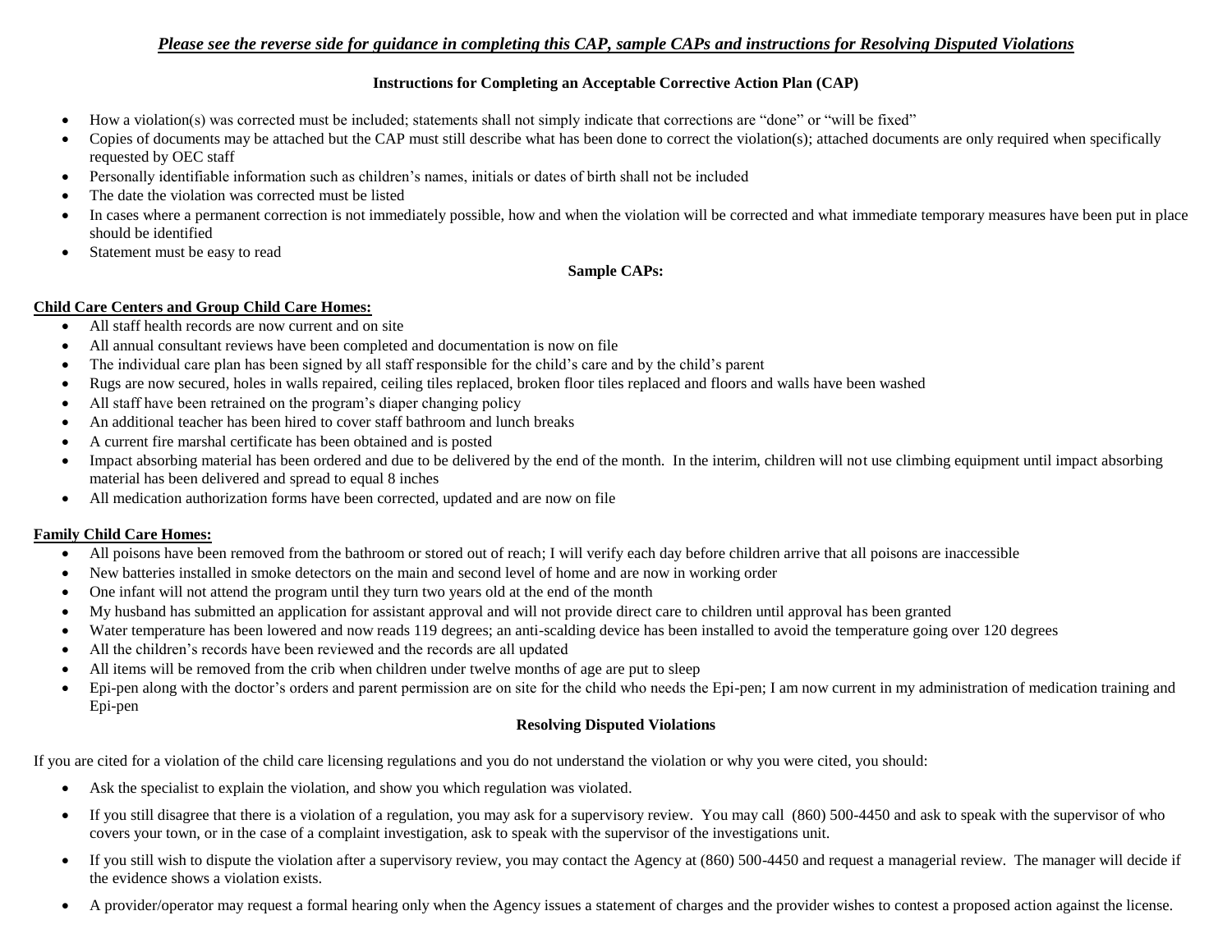***Please see the reverse side for guidance in completing this CAP, sample CAPs and instructions for Resolving Disputed Violations***

**Instructions for Completing an Acceptable Corrective Action Plan (CAP)**

- How a violation(s) was corrected must be included; statements shall not simply indicate that corrections are "done" or "will be fixed"
- Copies of documents may be attached but the CAP must still describe what has been done to correct the violation(s); attached documents are only required when specifically requested by OEC staff
- Personally identifiable information such as children's names, initials or dates of birth shall not be included
- The date the violation was corrected must be listed
- In cases where a permanent correction is not immediately possible, how and when the violation will be corrected and what immediate temporary measures have been put in place should be identified
- Statement must be easy to read

**Sample CAPs:**

**Child Care Centers and Group Child Care Homes:**

- All staff health records are now current and on site
- All annual consultant reviews have been completed and documentation is now on file
- The individual care plan has been signed by all staff responsible for the child's care and by the child's parent
- Rugs are now secured, holes in walls repaired, ceiling tiles replaced, broken floor tiles replaced and floors and walls have been washed
- All staff have been retrained on the program's diaper changing policy
- An additional teacher has been hired to cover staff bathroom and lunch breaks
- A current fire marshal certificate has been obtained and is posted
- Impact absorbing material has been ordered and due to be delivered by the end of the month. In the interim, children will not use climbing equipment until impact absorbing material has been delivered and spread to equal 8 inches
- All medication authorization forms have been corrected, updated and are now on file

**Family Child Care Homes:**

- All poisons have been removed from the bathroom or stored out of reach; I will verify each day before children arrive that all poisons are inaccessible
- New batteries installed in smoke detectors on the main and second level of home and are now in working order
- One infant will not attend the program until they turn two years old at the end of the month
- My husband has submitted an application for assistant approval and will not provide direct care to children until approval has been granted
- Water temperature has been lowered and now reads 119 degrees; an anti-scalding device has been installed to avoid the temperature going over 120 degrees
- All the children's records have been reviewed and the records are all updated
- All items will be removed from the crib when children under twelve months of age are put to sleep
- Epi-pen along with the doctor's orders and parent permission are on site for the child who needs the Epi-pen; I am now current in my administration of medication training and Epi-pen

**Resolving Disputed Violations**

If you are cited for a violation of the child care licensing regulations and you do not understand the violation or why you were cited, you should:

- Ask the specialist to explain the violation, and show you which regulation was violated.
- If you still disagree that there is a violation of a regulation, you may ask for a supervisory review. You may call (860) 500-4450 and ask to speak with the supervisor of who covers your town, or in the case of a complaint investigation, ask to speak with the supervisor of the investigations unit.
- If you still wish to dispute the violation after a supervisory review, you may contact the Agency at (860) 500-4450 and request a managerial review. The manager will decide if the evidence shows a violation exists.
- A provider/operator may request a formal hearing only when the Agency issues a statement of charges and the provider wishes to contest a proposed action against the license.